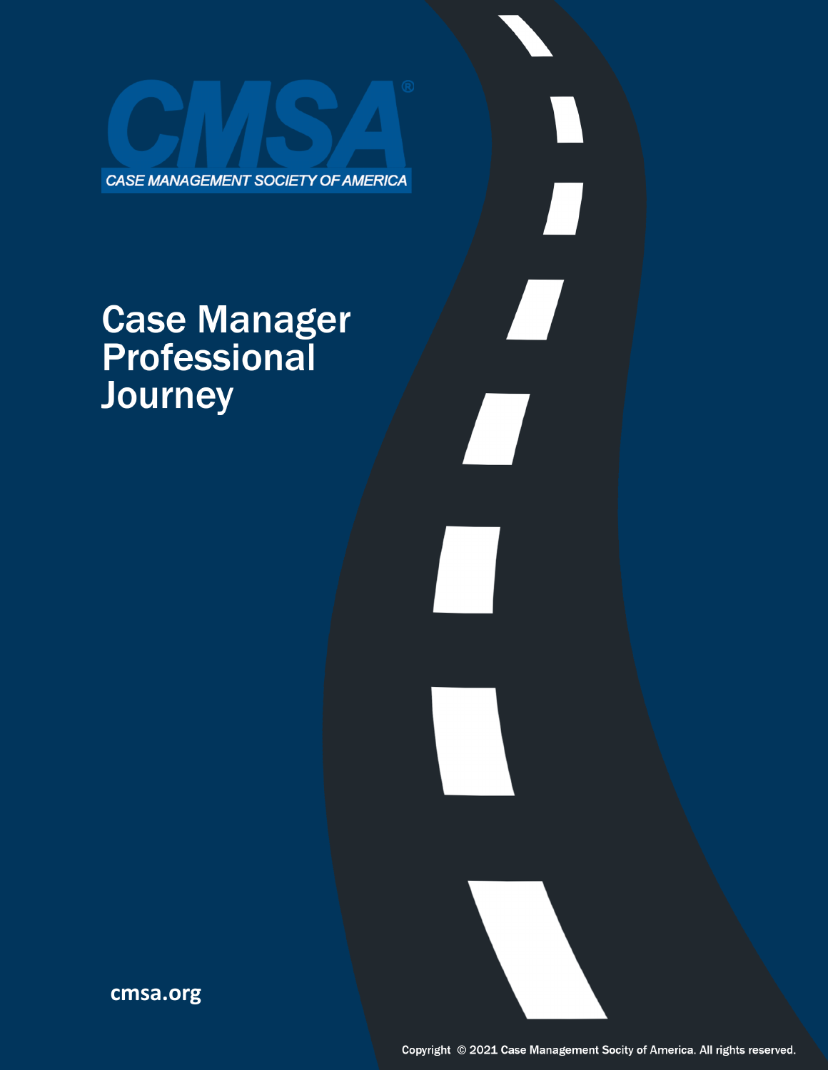CMSA®

CASE MANAGEMENT SOCIETY OF AMERICA

# Case Manager Professional Journey

cmsa.org

Copyright © 2021 Case Management Socity of America. All rights reserved.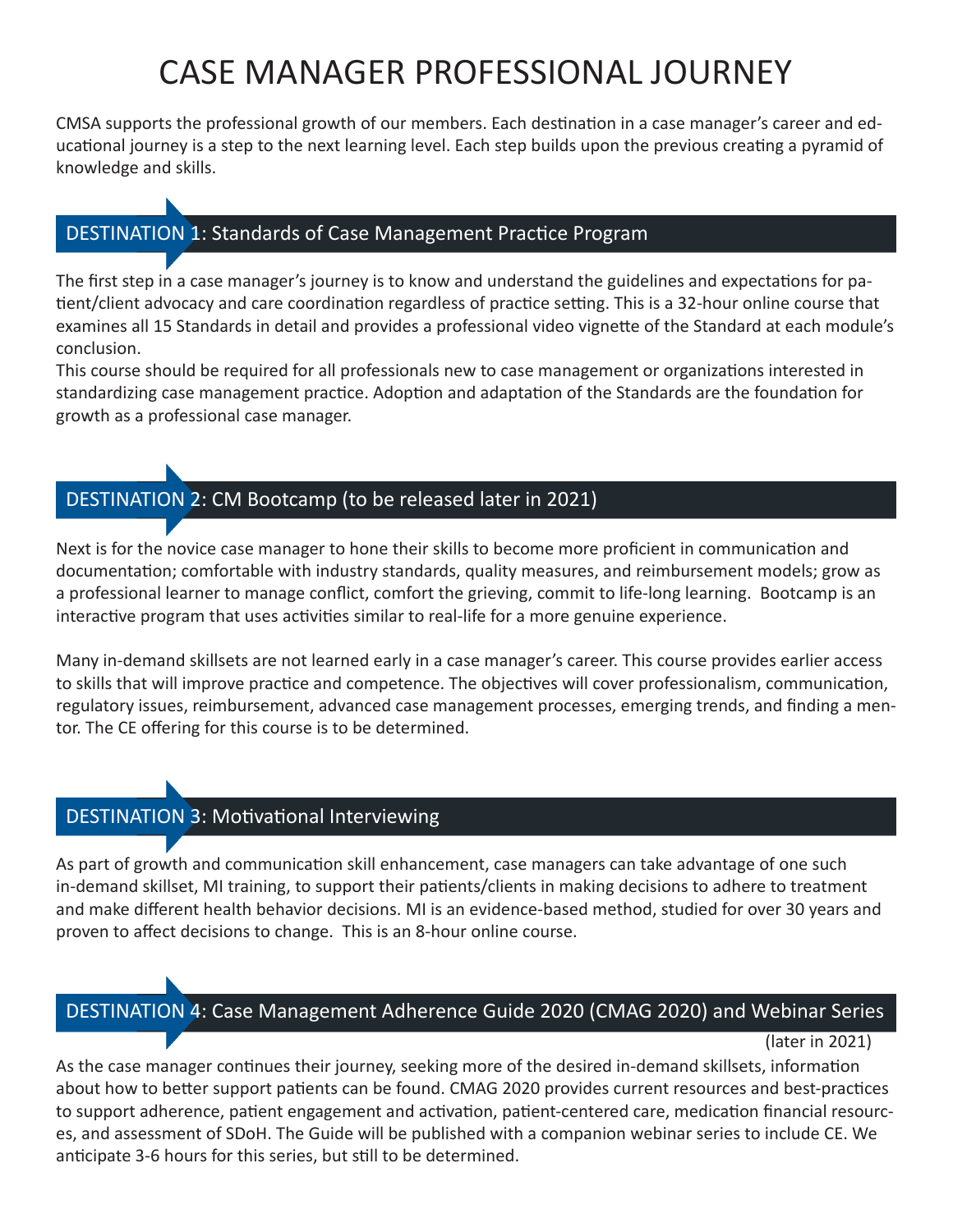# CASE MANAGER PROFESSIONAL JOURNEY

CMSA supports the professional growth of our members. Each destination in a case manager's career and educational journey is a step to the next learning level. Each step builds upon the previous creating a pyramid of knowledge and skills.

## DESTINATION 1: Standards of Case Management Practice Program

The first step in a case manager's journey is to know and understand the guidelines and expectations for patient/client advocacy and care coordination regardless of practice setting. This is a 32-hour online course that examines all 15 Standards in detail and provides a professional video vignette of the Standard at each module's conclusion.

This course should be required for all professionals new to case management or organizations interested in standardizing case management practice. Adoption and adaptation of the Standards are the foundation for growth as a professional case manager.

## DESTINATION 2: CM Bootcamp (to be released later in 2021)

Next is for the novice case manager to hone their skills to become more proficient in communication and documentation; comfortable with industry standards, quality measures, and reimbursement models; grow as a professional learner to manage conflict, comfort the grieving, commit to life-long learning. Bootcamp is an interactive program that uses activities similar to real-life for a more genuine experience.

Many in-demand skillsets are not learned early in a case manager's career. This course provides earlier access to skills that will improve practice and competence. The objectives will cover professionalism, communication, regulatory issues, reimbursement, advanced case management processes, emerging trends, and finding a mentor. The CE offering for this course is to be determined.

## DESTINATION 3: Motivational Interviewing

As part of growth and communication skill enhancement, case managers can take advantage of one such in-demand skillset, MI training, to support their patients/clients in making decisions to adhere to treatment and make different health behavior decisions. MI is an evidence-based method, studied for over 30 years and proven to affect decisions to change. This is an 8-hour online course.

## DESTINATION 4: Case Management Adherence Guide 2020 (CMAG 2020) and Webinar Series (later in 2021)

As the case manager continues their journey, seeking more of the desired in-demand skillsets, information about how to better support patients can be found. CMAG 2020 provides current resources and best-practices to support adherence, patient engagement and activation, patient-centered care, medication financial resources, and assessment of SDoH. The Guide will be published with a companion webinar series to include CE. We anticipate 3-6 hours for this series, but still to be determined.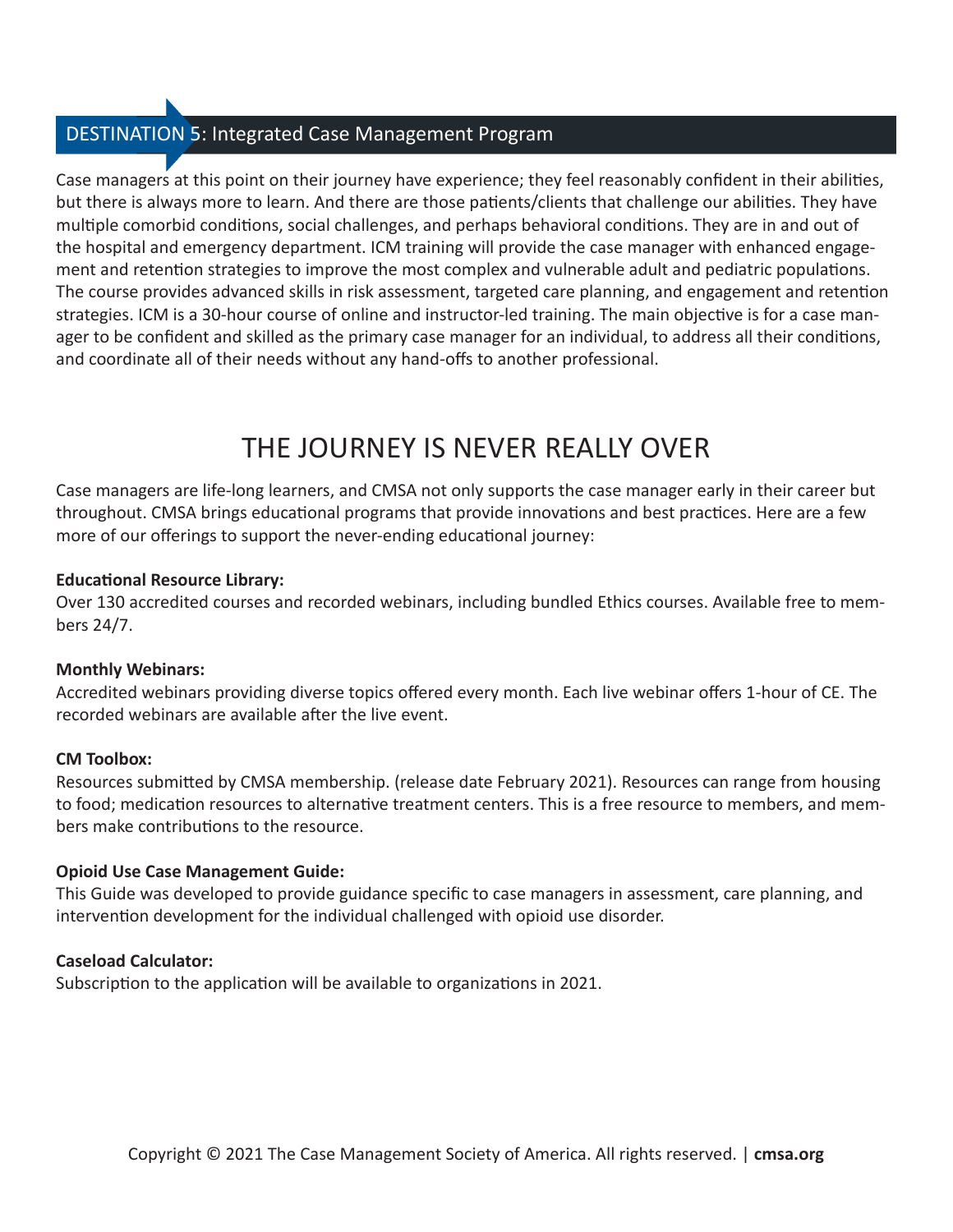## DESTINATION 5: Integrated Case Management Program

Case managers at this point on their journey have experience; they feel reasonably confident in their abilities, but there is always more to learn. And there are those patients/clients that challenge our abilities. They have multiple comorbid conditions, social challenges, and perhaps behavioral conditions. They are in and out of the hospital and emergency department. ICM training will provide the case manager with enhanced engagement and retention strategies to improve the most complex and vulnerable adult and pediatric populations. The course provides advanced skills in risk assessment, targeted care planning, and engagement and retention strategies. ICM is a 30-hour course of online and instructor-led training. The main objective is for a case manager to be confident and skilled as the primary case manager for an individual, to address all their conditions, and coordinate all of their needs without any hand-offs to another professional.

# THE JOURNEY IS NEVER REALLY OVER

Case managers are life-long learners, and CMSA not only supports the case manager early in their career but throughout. CMSA brings educational programs that provide innovations and best practices. Here are a few more of our offerings to support the never-ending educational journey:

**Educational Resource Library:**
Over 130 accredited courses and recorded webinars, including bundled Ethics courses. Available free to members 24/7.

**Monthly Webinars:**
Accredited webinars providing diverse topics offered every month. Each live webinar offers 1-hour of CE. The recorded webinars are available after the live event.

**CM Toolbox:**
Resources submitted by CMSA membership. (release date February 2021). Resources can range from housing to food; medication resources to alternative treatment centers. This is a free resource to members, and members make contributions to the resource.

**Opioid Use Case Management Guide:**
This Guide was developed to provide guidance specific to case managers in assessment, care planning, and intervention development for the individual challenged with opioid use disorder.

**Caseload Calculator:**
Subscription to the application will be available to organizations in 2021.

Copyright © 2021 The Case Management Society of America. All rights reserved. | **cmsa.org**